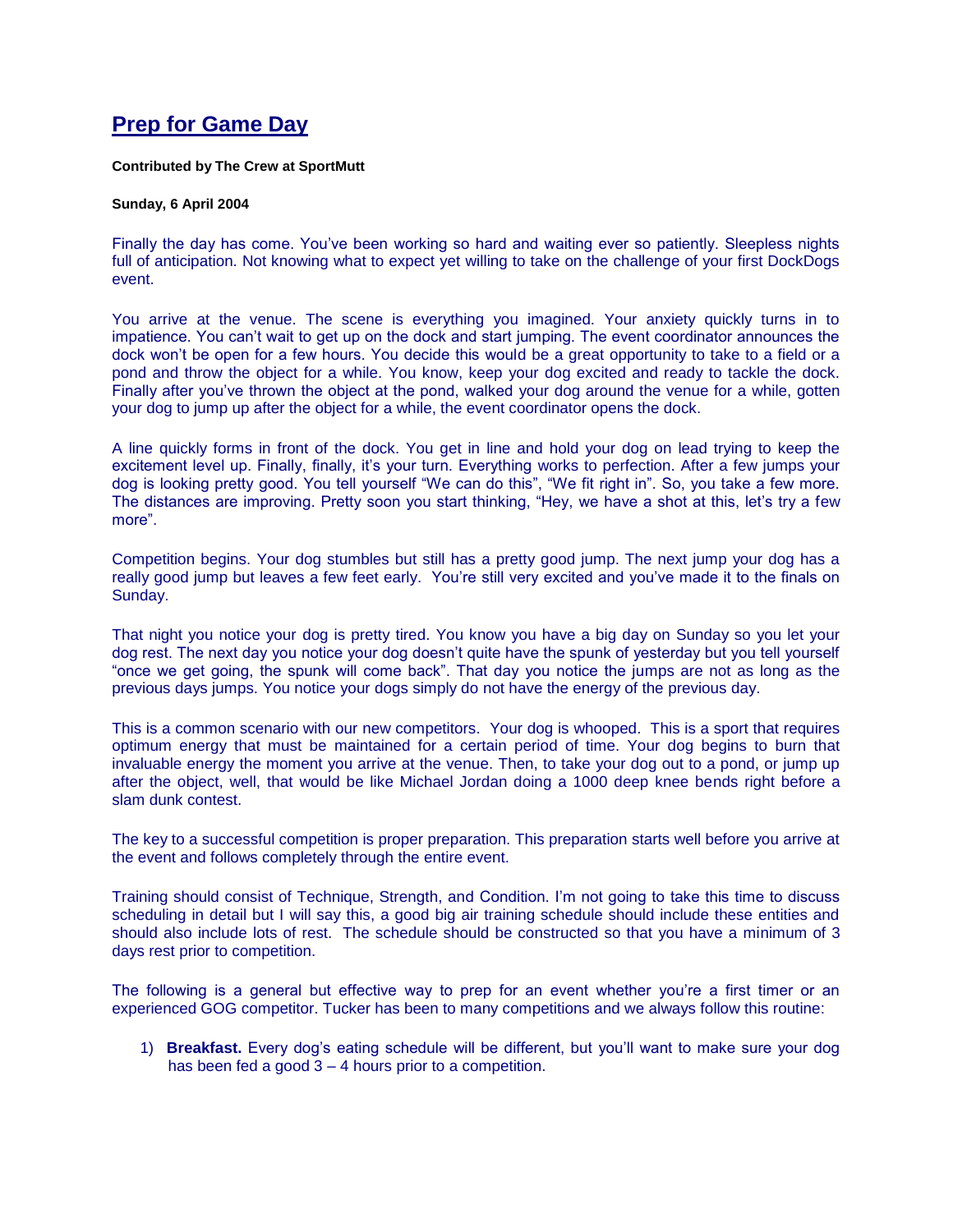# Prep for Game Day

**Contributed by The Crew at SportMutt**

**Sunday, 6 April 2004**

Finally the day has come. You've been working so hard and waiting ever so patiently. Sleepless nights full of anticipation. Not knowing what to expect yet willing to take on the challenge of your first DockDogs event.

You arrive at the venue. The scene is everything you imagined. Your anxiety quickly turns in to impatience. You can't wait to get up on the dock and start jumping. The event coordinator announces the dock won't be open for a few hours. You decide this would be a great opportunity to take to a field or a pond and throw the object for a while. You know, keep your dog excited and ready to tackle the dock. Finally after you've thrown the object at the pond, walked your dog around the venue for a while, gotten your dog to jump up after the object for a while, the event coordinator opens the dock.

A line quickly forms in front of the dock. You get in line and hold your dog on lead trying to keep the excitement level up. Finally, finally, it's your turn. Everything works to perfection. After a few jumps your dog is looking pretty good. You tell yourself "We can do this", "We fit right in". So, you take a few more. The distances are improving. Pretty soon you start thinking, "Hey, we have a shot at this, let's try a few more".

Competition begins. Your dog stumbles but still has a pretty good jump. The next jump your dog has a really good jump but leaves a few feet early. You're still very excited and you've made it to the finals on Sunday.

That night you notice your dog is pretty tired. You know you have a big day on Sunday so you let your dog rest. The next day you notice your dog doesn't quite have the spunk of yesterday but you tell yourself "once we get going, the spunk will come back". That day you notice the jumps are not as long as the previous days jumps. You notice your dogs simply do not have the energy of the previous day.

This is a common scenario with our new competitors. Your dog is whooped. This is a sport that requires optimum energy that must be maintained for a certain period of time. Your dog begins to burn that invaluable energy the moment you arrive at the venue. Then, to take your dog out to a pond, or jump up after the object, well, that would be like Michael Jordan doing a 1000 deep knee bends right before a slam dunk contest.

The key to a successful competition is proper preparation. This preparation starts well before you arrive at the event and follows completely through the entire event.

Training should consist of Technique, Strength, and Condition. I'm not going to take this time to discuss scheduling in detail but I will say this, a good big air training schedule should include these entities and should also include lots of rest. The schedule should be constructed so that you have a minimum of 3 days rest prior to competition.

The following is a general but effective way to prep for an event whether you're a first timer or an experienced GOG competitor. Tucker has been to many competitions and we always follow this routine:

1) **Breakfast.** Every dog's eating schedule will be different, but you'll want to make sure your dog has been fed a good 3 – 4 hours prior to a competition.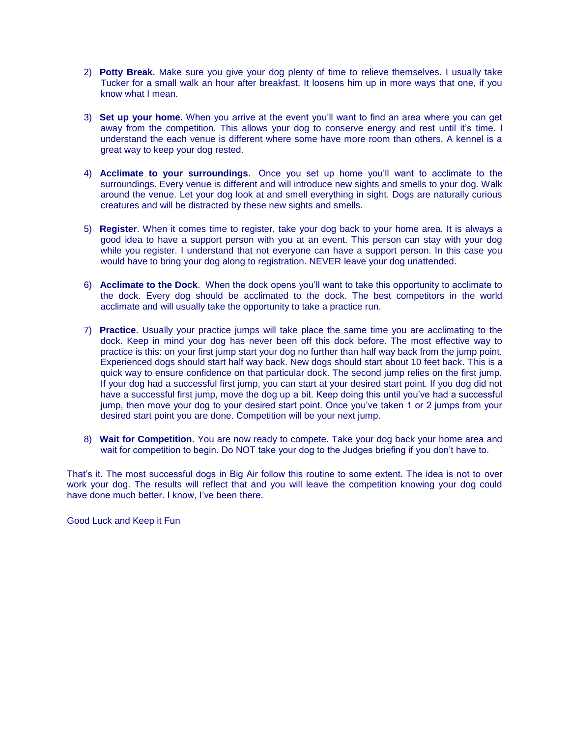2) **Potty Break.** Make sure you give your dog plenty of time to relieve themselves. I usually take Tucker for a small walk an hour after breakfast. It loosens him up in more ways that one, if you know what I mean.

3) **Set up your home.** When you arrive at the event you'll want to find an area where you can get away from the competition. This allows your dog to conserve energy and rest until it's time. I understand the each venue is different where some have more room than others. A kennel is a great way to keep your dog rested.

4) **Acclimate to your surroundings**. Once you set up home you'll want to acclimate to the surroundings. Every venue is different and will introduce new sights and smells to your dog. Walk around the venue. Let your dog look at and smell everything in sight. Dogs are naturally curious creatures and will be distracted by these new sights and smells.

5) **Register**. When it comes time to register, take your dog back to your home area. It is always a good idea to have a support person with you at an event. This person can stay with your dog while you register. I understand that not everyone can have a support person. In this case you would have to bring your dog along to registration. NEVER leave your dog unattended.

6) **Acclimate to the Dock**. When the dock opens you'll want to take this opportunity to acclimate to the dock. Every dog should be acclimated to the dock. The best competitors in the world acclimate and will usually take the opportunity to take a practice run.

7) **Practice**. Usually your practice jumps will take place the same time you are acclimating to the dock. Keep in mind your dog has never been off this dock before. The most effective way to practice is this: on your first jump start your dog no further than half way back from the jump point. Experienced dogs should start half way back. New dogs should start about 10 feet back. This is a quick way to ensure confidence on that particular dock. The second jump relies on the first jump. If your dog had a successful first jump, you can start at your desired start point. If you dog did not have a successful first jump, move the dog up a bit. Keep doing this until you've had a successful jump, then move your dog to your desired start point. Once you've taken 1 or 2 jumps from your desired start point you are done. Competition will be your next jump.

8) **Wait for Competition**. You are now ready to compete. Take your dog back your home area and wait for competition to begin. Do NOT take your dog to the Judges briefing if you don't have to.

That's it. The most successful dogs in Big Air follow this routine to some extent. The idea is not to over work your dog. The results will reflect that and you will leave the competition knowing your dog could have done much better. I know, I've been there.

Good Luck and Keep it Fun